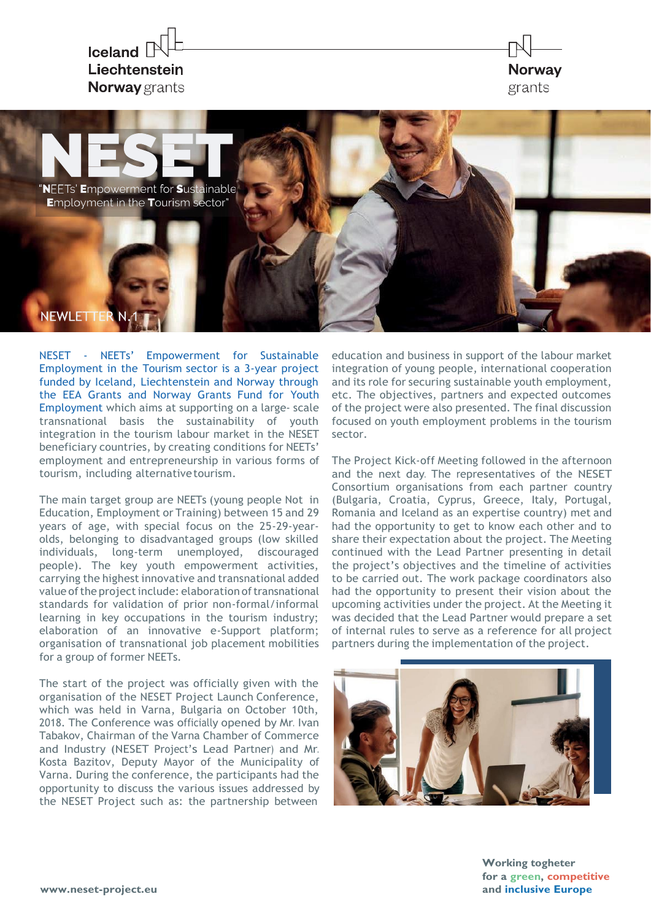Iceland Liechtenstein Norway grants

Norway grants

# NESET

"**N**EETs' **E**mpowerment for **S**ustainable **E**mployment in the **T**ourism sector"

NEWLETTER N.1

NESET - NEETs' Empowerment for Sustainable Employment in the Tourism sector is a 3-year project funded by Iceland, Liechtenstein and Norway through the EEA Grants and Norway Grants Fund for Youth Employment which aims at supporting on a large- scale transnational basis the sustainability of youth integration in the tourism labour market in the NESET beneficiary countries, by creating conditions for NEETs' employment and entrepreneurship in various forms of tourism, including alternative tourism.

The main target group are NEETs (young people Not in Education, Employment or Training) between 15 and 29 years of age, with special focus on the 25-29-year-olds, belonging to disadvantaged groups (low skilled individuals, long-term unemployed, discouraged people). The key youth empowerment activities, carrying the highest innovative and transnational added value of the project include: elaboration of transnational standards for validation of prior non-formal/informal learning in key occupations in the tourism industry; elaboration of an innovative e-Support platform; organisation of transnational job placement mobilities for a group of former NEETs.

The start of the project was officially given with the organisation of the NESET Project Launch Conference, which was held in Varna, Bulgaria on October 10th, 2018. The Conference was officially opened by Mr. Ivan Tabakov, Chairman of the Varna Chamber of Commerce and Industry (NESET Project's Lead Partner) and Mr. Kosta Bazitov, Deputy Mayor of the Municipality of Varna. During the conference, the participants had the opportunity to discuss the various issues addressed by the NESET Project such as: the partnership between education and business in support of the labour market integration of young people, international cooperation and its role for securing sustainable youth employment, etc. The objectives, partners and expected outcomes of the project were also presented. The final discussion focused on youth employment problems in the tourism sector.

The Project Kick-off Meeting followed in the afternoon and the next day. The representatives of the NESET Consortium organisations from each partner country (Bulgaria, Croatia, Cyprus, Greece, Italy, Portugal, Romania and Iceland as an expertise country) met and had the opportunity to get to know each other and to share their expectation about the project. The Meeting continued with the Lead Partner presenting in detail the project's objectives and the timeline of activities to be carried out. The work package coordinators also had the opportunity to present their vision about the upcoming activities under the project. At the Meeting it was decided that the Lead Partner would prepare a set of internal rules to serve as a reference for all project partners during the implementation of the project.

www.neset-project.eu

**Working togheter for a green, competitive and inclusive Europe**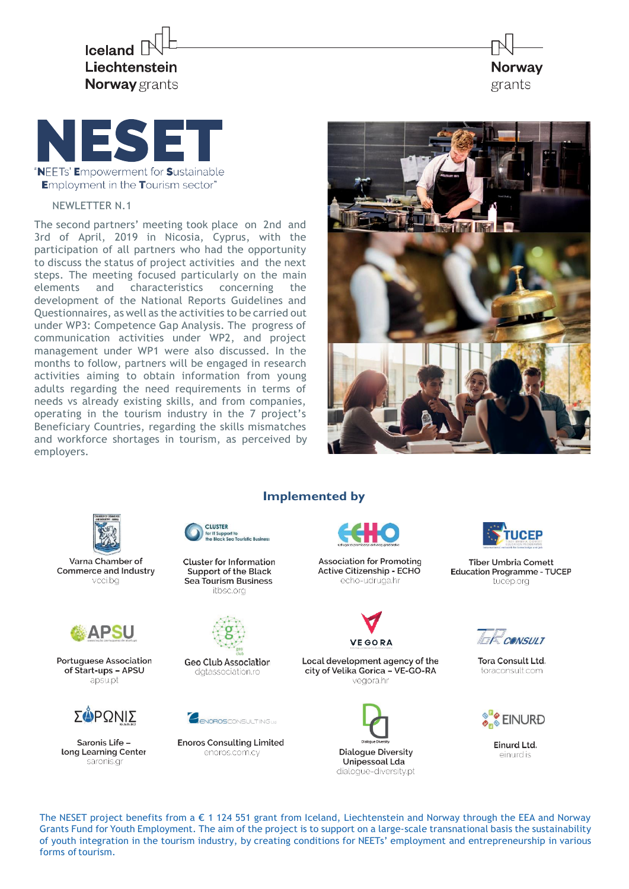Iceland Liechtenstein Norway grants

Norway grants

# NESET

"NEETs' Empowerment for Sustainable Employment in the Tourism sector"

NEWLETTER N.1

The second partners' meeting took place on 2nd and 3rd of April, 2019 in Nicosia, Cyprus, with the participation of all partners who had the opportunity to discuss the status of project activities and the next steps. The meeting focused particularly on the main elements and characteristics concerning the development of the National Reports Guidelines and Questionnaires, as well as the activities to be carried out under WP3: Competence Gap Analysis. The progress of communication activities under WP2, and project management under WP1 were also discussed. In the months to follow, partners will be engaged in research activities aiming to obtain information from young adults regarding the need requirements in terms of needs vs already existing skills, and from companies, operating in the tourism industry in the 7 project's Beneficiary Countries, regarding the skills mismatches and workforce shortages in tourism, as perceived by employers.

## Implemented by

Varna Chamber of Commerce and Industry
vcci.bg

Cluster for Information Support of the Black Sea Tourism Business
itbsc.org

Association for Promoting Active Citizenship - ECHO
echo-udruga.hr

Tiber Umbria Comett Education Programme - TUCEP
tucep.org

Portuguese Association of Start-ups – APSU
apsu.pt

Geo Club Association
dgtassociation.ro

Local development agency of the city of Velika Gorica – VE-GO-RA
vegora.hr

Tora Consult Ltd.
toraconsult.com

Saronis Life – long Learning Center
saronis.gr

Enoros Consulting Limited
enoros.com.cy

Dialogue Diversity Unipessoal Lda
dialogue-diversity.pt

Einurd Ltd.
einurd.is

The NESET project benefits from a € 1 124 551 grant from Iceland, Liechtenstein and Norway through the EEA and Norway Grants Fund for Youth Employment. The aim of the project is to support on a large-scale transnational basis the sustainability of youth integration in the tourism industry, by creating conditions for NEETs' employment and entrepreneurship in various forms of tourism.